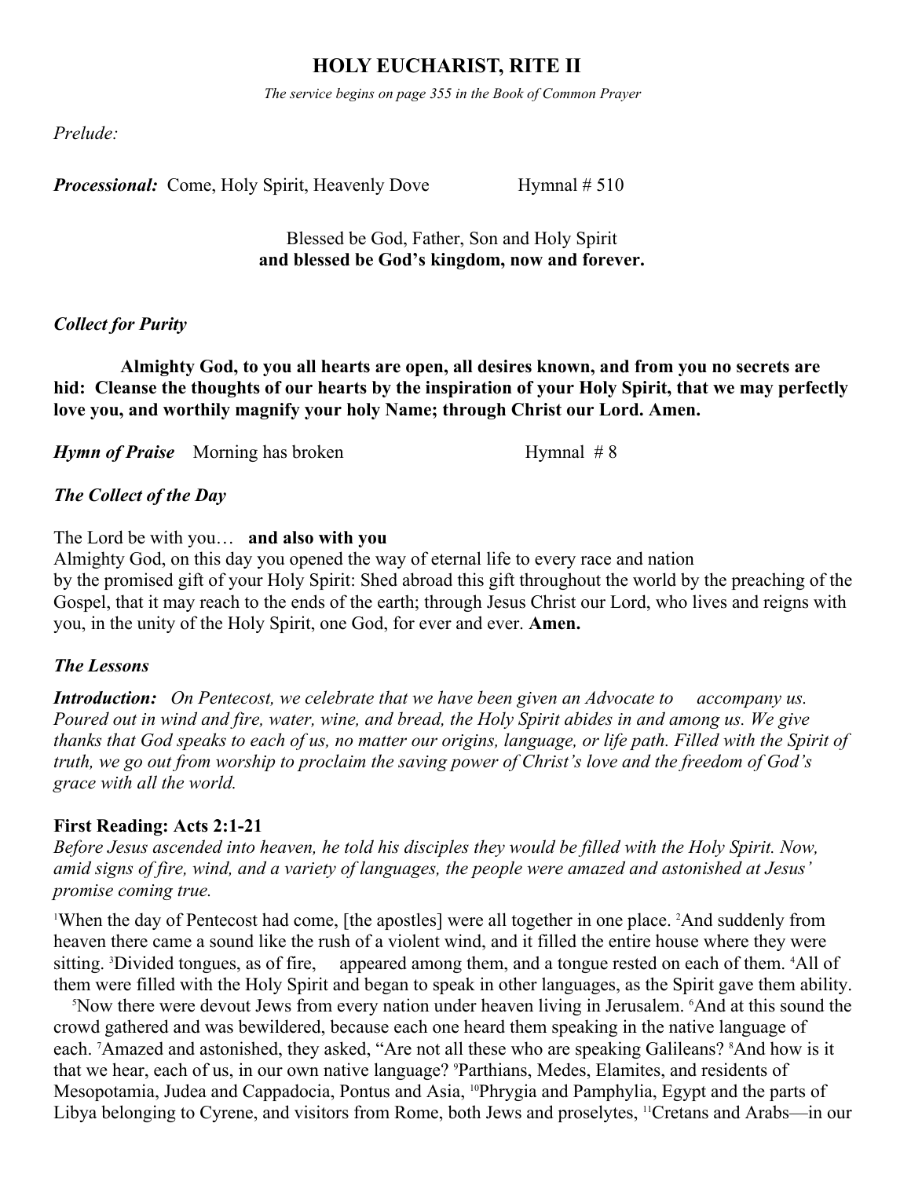# HOLY EUCHARIST, RITE II

*The service begins on page 355 in the Book of Common Prayer*

*Prelude:*

***Processional:*** Come, Holy Spirit, Heavenly Dove Hymnal # 510

Blessed be God, Father, Son and Holy Spirit
**and blessed be God's kingdom, now and forever.**

***Collect for Purity***

**Almighty God, to you all hearts are open, all desires known, and from you no secrets are hid: Cleanse the thoughts of our hearts by the inspiration of your Holy Spirit, that we may perfectly love you, and worthily magnify your holy Name; through Christ our Lord. Amen.**

***Hymn of Praise*** Morning has broken Hymnal # 8

***The Collect of the Day***

The Lord be with you… **and also with you**
Almighty God, on this day you opened the way of eternal life to every race and nation by the promised gift of your Holy Spirit: Shed abroad this gift throughout the world by the preaching of the Gospel, that it may reach to the ends of the earth; through Jesus Christ our Lord, who lives and reigns with you, in the unity of the Holy Spirit, one God, for ever and ever. **Amen.**

***The Lessons***

***Introduction:*** *On Pentecost, we celebrate that we have been given an Advocate to accompany us. Poured out in wind and fire, water, wine, and bread, the Holy Spirit abides in and among us. We give thanks that God speaks to each of us, no matter our origins, language, or life path. Filled with the Spirit of truth, we go out from worship to proclaim the saving power of Christ's love and the freedom of God's grace with all the world.*

**First Reading: Acts 2:1-21**
*Before Jesus ascended into heaven, he told his disciples they would be filled with the Holy Spirit. Now, amid signs of fire, wind, and a variety of languages, the people were amazed and astonished at Jesus' promise coming true.*

[1]When the day of Pentecost had come, [the apostles] were all together in one place. [2]And suddenly from heaven there came a sound like the rush of a violent wind, and it filled the entire house where they were sitting. [3]Divided tongues, as of fire, appeared among them, and a tongue rested on each of them. [4]All of them were filled with the Holy Spirit and began to speak in other languages, as the Spirit gave them ability.

[5]Now there were devout Jews from every nation under heaven living in Jerusalem. [6]And at this sound the crowd gathered and was bewildered, because each one heard them speaking in the native language of each. [7]Amazed and astonished, they asked, "Are not all these who are speaking Galileans? [8]And how is it that we hear, each of us, in our own native language? [9]Parthians, Medes, Elamites, and residents of Mesopotamia, Judea and Cappadocia, Pontus and Asia, [10]Phrygia and Pamphylia, Egypt and the parts of Libya belonging to Cyrene, and visitors from Rome, both Jews and proselytes, [11]Cretans and Arabs—in our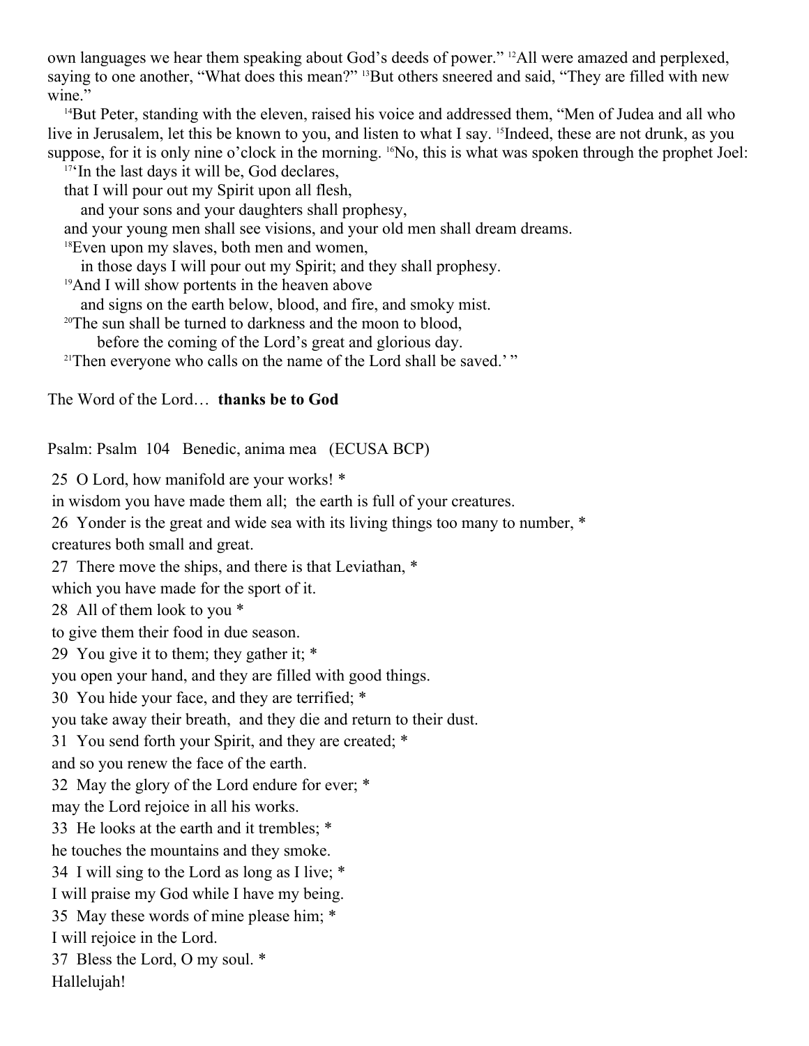own languages we hear them speaking about God's deeds of power." [12]All were amazed and perplexed, saying to one another, "What does this mean?" [13]But others sneered and said, "They are filled with new wine."

[14]But Peter, standing with the eleven, raised his voice and addressed them, "Men of Judea and all who live in Jerusalem, let this be known to you, and listen to what I say. [15]Indeed, these are not drunk, as you suppose, for it is only nine o'clock in the morning. [16]No, this is what was spoken through the prophet Joel:

[17]'In the last days it will be, God declares,
that I will pour out my Spirit upon all flesh,
and your sons and your daughters shall prophesy,
and your young men shall see visions, and your old men shall dream dreams.
[18]Even upon my slaves, both men and women,
in those days I will pour out my Spirit; and they shall prophesy.
[19]And I will show portents in the heaven above
and signs on the earth below, blood, and fire, and smoky mist.
[20]The sun shall be turned to darkness and the moon to blood,
before the coming of the Lord's great and glorious day.
[21]Then everyone who calls on the name of the Lord shall be saved.' "

The Word of the Lord… **thanks be to God**

Psalm: Psalm 104 Benedic, anima mea (ECUSA BCP)

25 O Lord, how manifold are your works! *
in wisdom you have made them all; the earth is full of your creatures.
26 Yonder is the great and wide sea with its living things too many to number, *
creatures both small and great.
27 There move the ships, and there is that Leviathan, *
which you have made for the sport of it.
28 All of them look to you *
to give them their food in due season.
29 You give it to them; they gather it; *
you open your hand, and they are filled with good things.
30 You hide your face, and they are terrified; *
you take away their breath, and they die and return to their dust.
31 You send forth your Spirit, and they are created; *
and so you renew the face of the earth.
32 May the glory of the Lord endure for ever; *
may the Lord rejoice in all his works.
33 He looks at the earth and it trembles; *
he touches the mountains and they smoke.
34 I will sing to the Lord as long as I live; *
I will praise my God while I have my being.
35 May these words of mine please him; *
I will rejoice in the Lord.
37 Bless the Lord, O my soul. *
Hallelujah!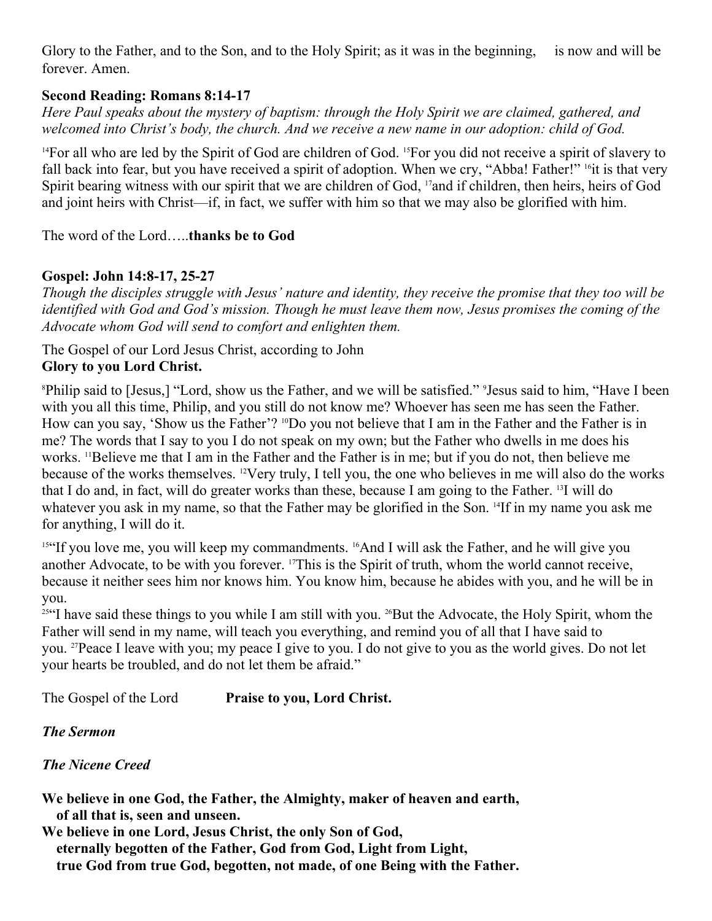Glory to the Father, and to the Son, and to the Holy Spirit; as it was in the beginning, is now and will be forever. Amen.

**Second Reading: Romans 8:14-17**

*Here Paul speaks about the mystery of baptism: through the Holy Spirit we are claimed, gathered, and welcomed into Christ's body, the church. And we receive a new name in our adoption: child of God.*

[14]For all who are led by the Spirit of God are children of God. [15]For you did not receive a spirit of slavery to fall back into fear, but you have received a spirit of adoption. When we cry, "Abba! Father!" [16]it is that very Spirit bearing witness with our spirit that we are children of God, [17]and if children, then heirs, heirs of God and joint heirs with Christ—if, in fact, we suffer with him so that we may also be glorified with him.

The word of the Lord…..**thanks be to God**

**Gospel: John 14:8-17, 25-27**

*Though the disciples struggle with Jesus' nature and identity, they receive the promise that they too will be identified with God and God's mission. Though he must leave them now, Jesus promises the coming of the Advocate whom God will send to comfort and enlighten them.*

The Gospel of our Lord Jesus Christ, according to John
**Glory to you Lord Christ.**

[8]Philip said to [Jesus,] "Lord, show us the Father, and we will be satisfied." [9]Jesus said to him, "Have I been with you all this time, Philip, and you still do not know me? Whoever has seen me has seen the Father. How can you say, 'Show us the Father'? [10]Do you not believe that I am in the Father and the Father is in me? The words that I say to you I do not speak on my own; but the Father who dwells in me does his works. [11]Believe me that I am in the Father and the Father is in me; but if you do not, then believe me because of the works themselves. [12]Very truly, I tell you, the one who believes in me will also do the works that I do and, in fact, will do greater works than these, because I am going to the Father. [13]I will do whatever you ask in my name, so that the Father may be glorified in the Son. [14]If in my name you ask me for anything, I will do it.

[15]"If you love me, you will keep my commandments. [16]And I will ask the Father, and he will give you another Advocate, to be with you forever. [17]This is the Spirit of truth, whom the world cannot receive, because it neither sees him nor knows him. You know him, because he abides with you, and he will be in you.

[25]"I have said these things to you while I am still with you. [26]But the Advocate, the Holy Spirit, whom the Father will send in my name, will teach you everything, and remind you of all that I have said to you. [27]Peace I leave with you; my peace I give to you. I do not give to you as the world gives. Do not let your hearts be troubled, and do not let them be afraid."

The Gospel of the Lord **Praise to you, Lord Christ.**

***The Sermon***

***The Nicene Creed***

**We believe in one God, the Father, the Almighty, maker of heaven and earth,**
**of all that is, seen and unseen.**
**We believe in one Lord, Jesus Christ, the only Son of God,**
**eternally begotten of the Father, God from God, Light from Light,**
**true God from true God, begotten, not made, of one Being with the Father.**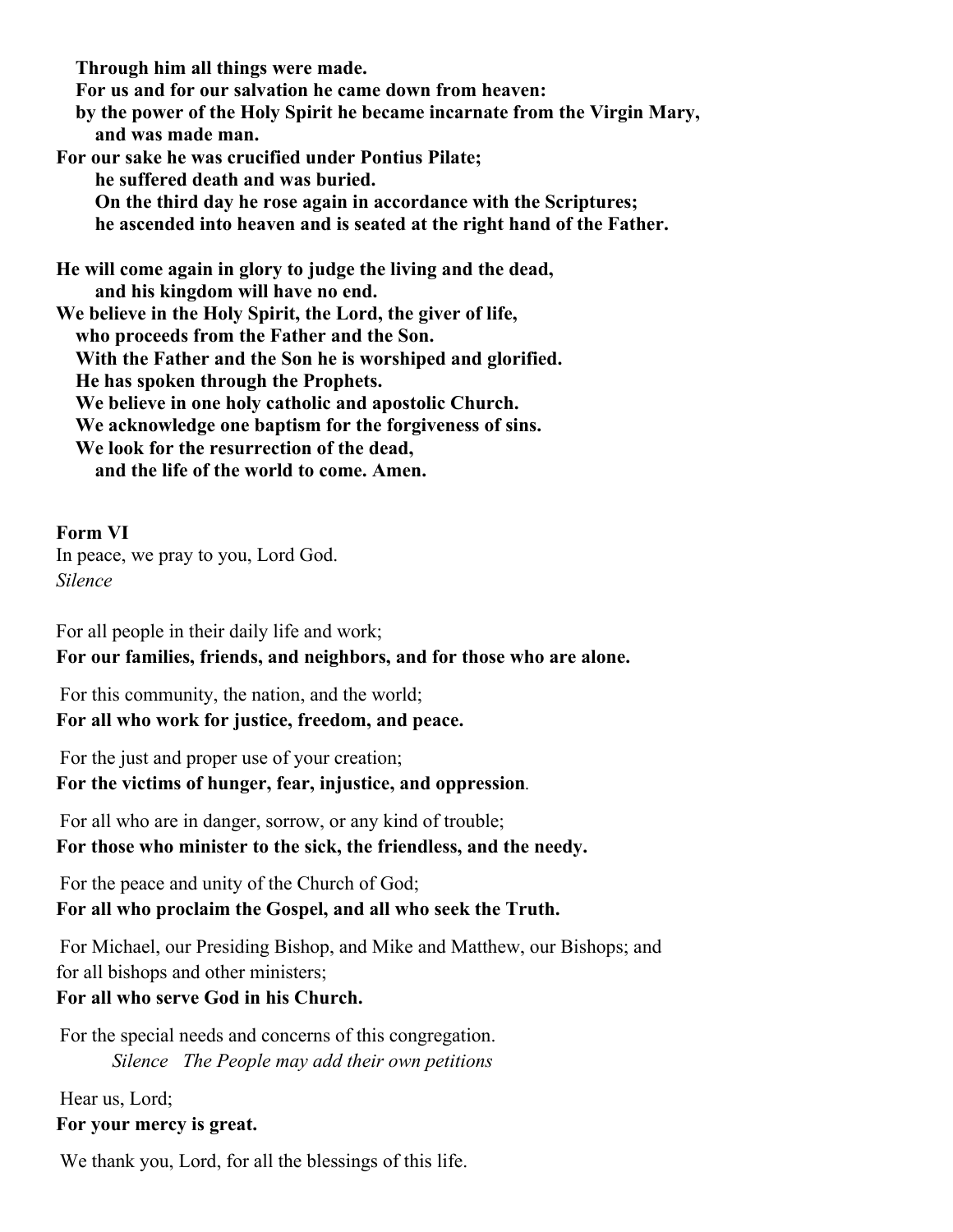**Through him all things were made.**
**For us and for our salvation he came down from heaven:**
**by the power of the Holy Spirit he became incarnate from the Virgin Mary,**
**and was made man.**
**For our sake he was crucified under Pontius Pilate;**
**he suffered death and was buried.**
**On the third day he rose again in accordance with the Scriptures;**
**he ascended into heaven and is seated at the right hand of the Father.**

**He will come again in glory to judge the living and the dead,**
**and his kingdom will have no end.**
**We believe in the Holy Spirit, the Lord, the giver of life,**
**who proceeds from the Father and the Son.**
**With the Father and the Son he is worshiped and glorified.**
**He has spoken through the Prophets.**
**We believe in one holy catholic and apostolic Church.**
**We acknowledge one baptism for the forgiveness of sins.**
**We look for the resurrection of the dead,**
**and the life of the world to come. Amen.**

**Form VI**
In peace, we pray to you, Lord God.
*Silence*

For all people in their daily life and work;
**For our families, friends, and neighbors, and for those who are alone.**

For this community, the nation, and the world;
**For all who work for justice, freedom, and peace.**

For the just and proper use of your creation;
**For the victims of hunger, fear, injustice, and oppression**.

For all who are in danger, sorrow, or any kind of trouble;
**For those who minister to the sick, the friendless, and the needy.**

For the peace and unity of the Church of God;
**For all who proclaim the Gospel, and all who seek the Truth.**

For Michael, our Presiding Bishop, and Mike and Matthew, our Bishops; and for all bishops and other ministers;
**For all who serve God in his Church.**

For the special needs and concerns of this congregation.
*Silence The People may add their own petitions*

Hear us, Lord;
**For your mercy is great.**

We thank you, Lord, for all the blessings of this life.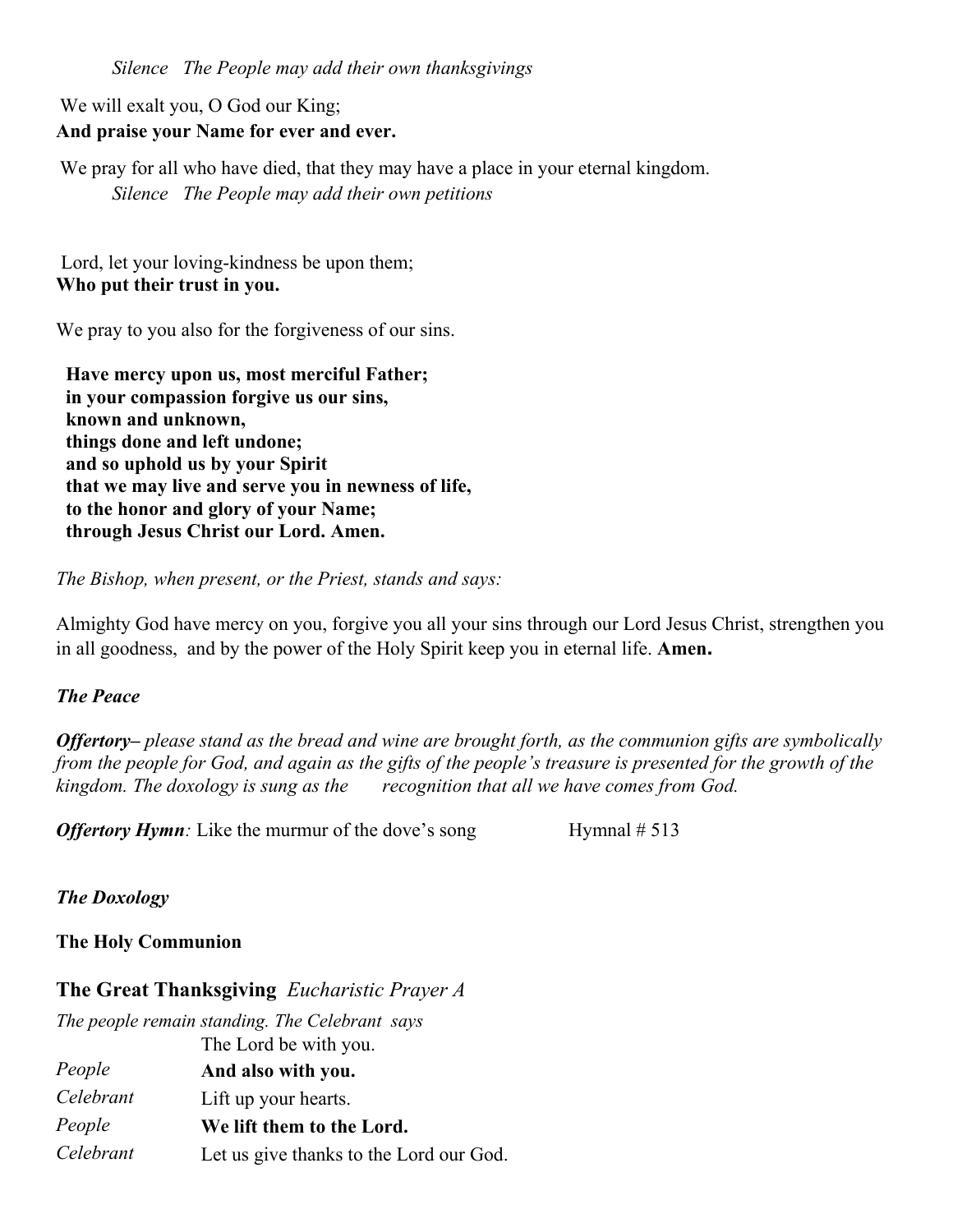*Silence The People may add their own thanksgivings*

We will exalt you, O God our King;
**And praise your Name for ever and ever.**

We pray for all who have died, that they may have a place in your eternal kingdom.
*Silence The People may add their own petitions*

Lord, let your loving-kindness be upon them;
**Who put their trust in you.**

We pray to you also for the forgiveness of our sins.

**Have mercy upon us, most merciful Father;**
**in your compassion forgive us our sins,**
**known and unknown,**
**things done and left undone;**
**and so uphold us by your Spirit**
**that we may live and serve you in newness of life,**
**to the honor and glory of your Name;**
**through Jesus Christ our Lord. Amen.**

*The Bishop, when present, or the Priest, stands and says:*

Almighty God have mercy on you, forgive you all your sins through our Lord Jesus Christ, strengthen you in all goodness, and by the power of the Holy Spirit keep you in eternal life. **Amen.**

***The Peace***

***Offertory****– please stand as the bread and wine are brought forth, as the communion gifts are symbolically from the people for God, and again as the gifts of the people's treasure is presented for the growth of the kingdom. The doxology is sung as the recognition that all we have comes from God.*

***Offertory Hymn****:* Like the murmur of the dove's song Hymnal # 513

***The Doxology***

**The Holy Communion**

## The Great Thanksgiving *Eucharistic Prayer A*

*The people remain standing. The Celebrant says*

The Lord be with you.

*People* **And also with you.**

*Celebrant* Lift up your hearts.

*People* **We lift them to the Lord.**

*Celebrant* Let us give thanks to the Lord our God.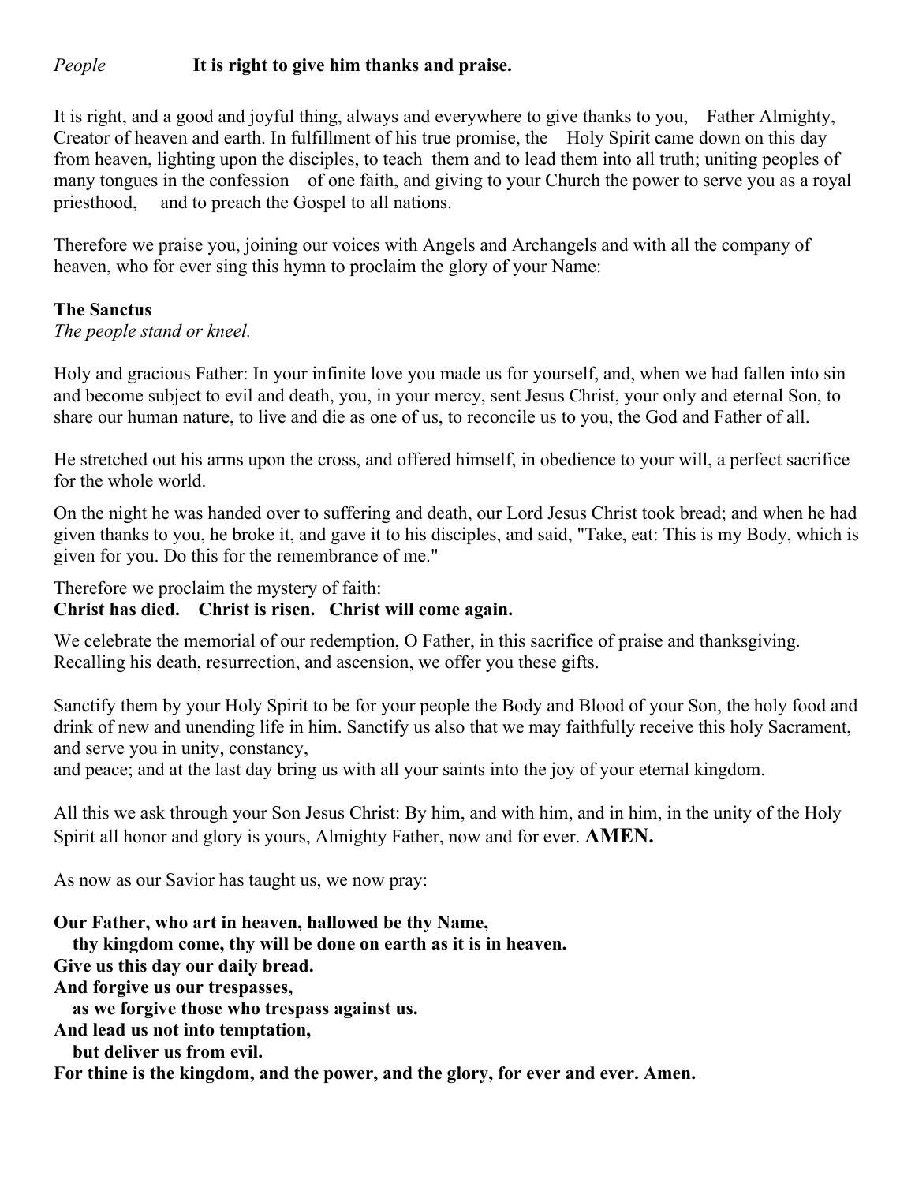*People* **It is right to give him thanks and praise.**

It is right, and a good and joyful thing, always and everywhere to give thanks to you, Father Almighty, Creator of heaven and earth. In fulfillment of his true promise, the Holy Spirit came down on this day from heaven, lighting upon the disciples, to teach them and to lead them into all truth; uniting peoples of many tongues in the confession of one faith, and giving to your Church the power to serve you as a royal priesthood, and to preach the Gospel to all nations.

Therefore we praise you, joining our voices with Angels and Archangels and with all the company of heaven, who for ever sing this hymn to proclaim the glory of your Name:

**The Sanctus**
*The people stand or kneel.*

Holy and gracious Father: In your infinite love you made us for yourself, and, when we had fallen into sin and become subject to evil and death, you, in your mercy, sent Jesus Christ, your only and eternal Son, to share our human nature, to live and die as one of us, to reconcile us to you, the God and Father of all.

He stretched out his arms upon the cross, and offered himself, in obedience to your will, a perfect sacrifice for the whole world.

On the night he was handed over to suffering and death, our Lord Jesus Christ took bread; and when he had given thanks to you, he broke it, and gave it to his disciples, and said, "Take, eat: This is my Body, which is given for you. Do this for the remembrance of me."

Therefore we proclaim the mystery of faith:
**Christ has died. Christ is risen. Christ will come again.**

We celebrate the memorial of our redemption, O Father, in this sacrifice of praise and thanksgiving. Recalling his death, resurrection, and ascension, we offer you these gifts.

Sanctify them by your Holy Spirit to be for your people the Body and Blood of your Son, the holy food and drink of new and unending life in him. Sanctify us also that we may faithfully receive this holy Sacrament, and serve you in unity, constancy,
and peace; and at the last day bring us with all your saints into the joy of your eternal kingdom.

All this we ask through your Son Jesus Christ: By him, and with him, and in him, in the unity of the Holy Spirit all honor and glory is yours, Almighty Father, now and for ever. **AMEN.**

As now as our Savior has taught us, we now pray:

**Our Father, who art in heaven, hallowed be thy Name,**
**thy kingdom come, thy will be done on earth as it is in heaven.**
**Give us this day our daily bread.**
**And forgive us our trespasses,**
**as we forgive those who trespass against us.**
**And lead us not into temptation,**
**but deliver us from evil.**
**For thine is the kingdom, and the power, and the glory, for ever and ever. Amen.**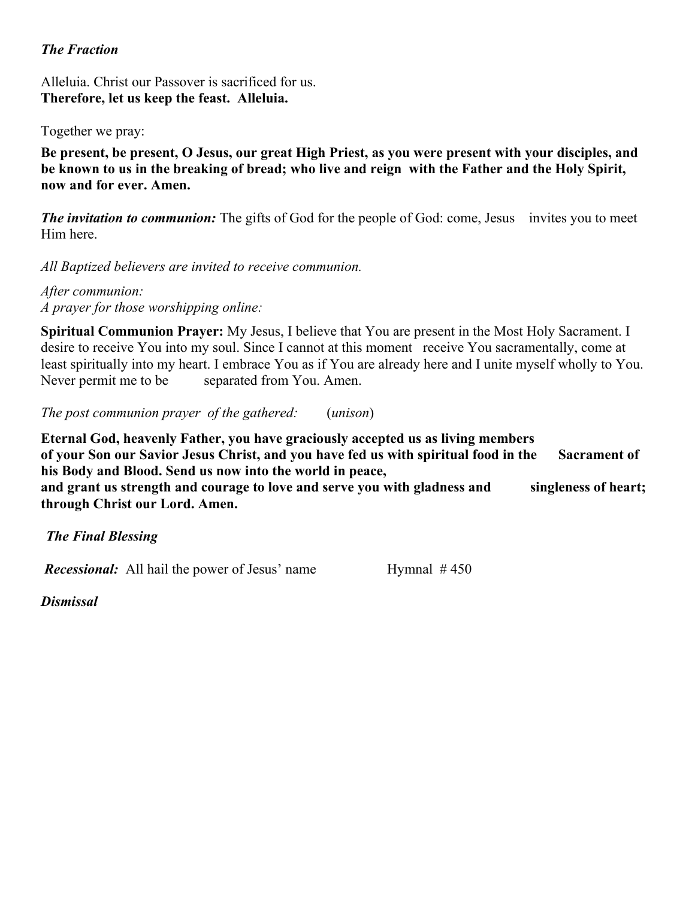***The Fraction***

Alleluia. Christ our Passover is sacrificed for us.
**Therefore, let us keep the feast. Alleluia.**

Together we pray:

**Be present, be present, O Jesus, our great High Priest, as you were present with your disciples, and be known to us in the breaking of bread; who live and reign with the Father and the Holy Spirit, now and for ever. Amen.**

***The invitation to communion:*** The gifts of God for the people of God: come, Jesus invites you to meet Him here.

*All Baptized believers are invited to receive communion.*

*After communion:*
*A prayer for those worshipping online:*

**Spiritual Communion Prayer:** My Jesus, I believe that You are present in the Most Holy Sacrament. I desire to receive You into my soul. Since I cannot at this moment receive You sacramentally, come at least spiritually into my heart. I embrace You as if You are already here and I unite myself wholly to You. Never permit me to be separated from You. Amen.

*The post communion prayer of the gathered:* (*unison*)

**Eternal God, heavenly Father, you have graciously accepted us as living members of your Son our Savior Jesus Christ, and you have fed us with spiritual food in the Sacrament of his Body and Blood. Send us now into the world in peace, and grant us strength and courage to love and serve you with gladness and singleness of heart; through Christ our Lord. Amen.**

***The Final Blessing***

***Recessional:*** All hail the power of Jesus' name Hymnal # 450

***Dismissal***